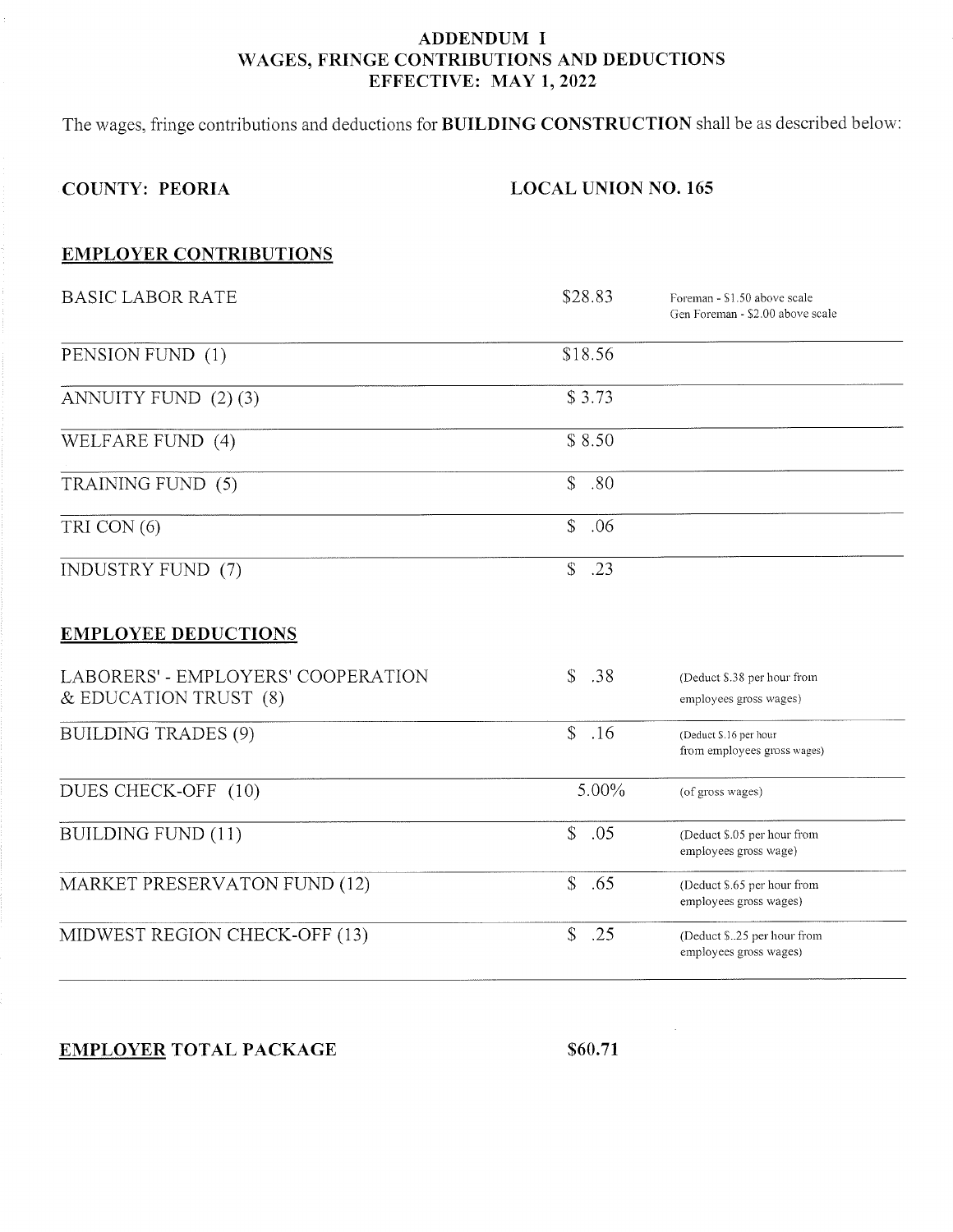# ADDENDUM I
## WAGES, FRINGE CONTRIBUTIONS AND DEDUCTIONS
## EFFECTIVE: MAY 1, 2022

The wages, fringe contributions and deductions for **BUILDING CONSTRUCTION** shall be as described below:

**COUNTY: PEORIA** **LOCAL UNION NO. 165**

### EMPLOYER CONTRIBUTIONS

| | | |
|---|---|---|
| BASIC LABOR RATE | $28.83 | Foreman - $1.50 above scale<br>Gen Foreman - $2.00 above scale |
| PENSION FUND (1) | $18.56 | |
| ANNUITY FUND (2) (3) | $ 3.73 | |
| WELFARE FUND (4) | $ 8.50 | |
| TRAINING FUND (5) | $ .80 | |
| TRI CON (6) | $ .06 | |
| INDUSTRY FUND (7) | $ .23 | |

### EMPLOYEE DEDUCTIONS

| | | |
|---|---|---|
| LABORERS' - EMPLOYERS' COOPERATION & EDUCATION TRUST (8) | $ .38 | (Deduct $.38 per hour from employees gross wages) |
| BUILDING TRADES (9) | $ .16 | (Deduct $.16 per hour from employees gross wages) |
| DUES CHECK-OFF (10) | 5.00% | (of gross wages) |
| BUILDING FUND (11) | $ .05 | (Deduct $.05 per hour from employees gross wage) |
| MARKET PRESERVATON FUND (12) | $ .65 | (Deduct $.65 per hour from employees gross wages) |
| MIDWEST REGION CHECK-OFF (13) | $ .25 | (Deduct $..25 per hour from employees gross wages) |

**EMPLOYER TOTAL PACKAGE** **$60.71**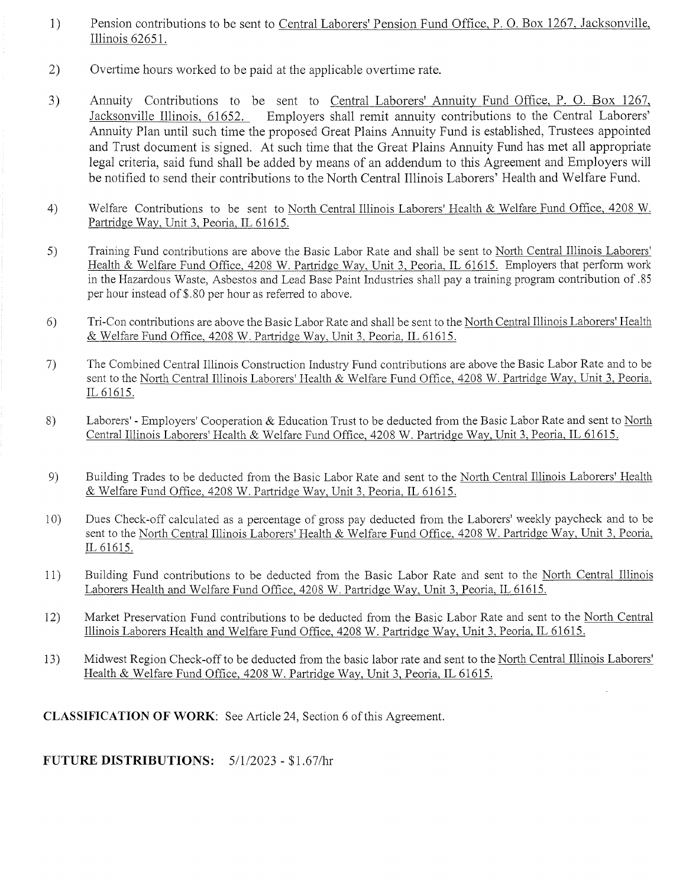1) Pension contributions to be sent to Central Laborers' Pension Fund Office, P. O. Box 1267, Jacksonville, Illinois 62651.

2) Overtime hours worked to be paid at the applicable overtime rate.

3) Annuity Contributions to be sent to Central Laborers' Annuity Fund Office, P. O. Box 1267, Jacksonville Illinois, 61652. Employers shall remit annuity contributions to the Central Laborers' Annuity Plan until such time the proposed Great Plains Annuity Fund is established, Trustees appointed and Trust document is signed. At such time that the Great Plains Annuity Fund has met all appropriate legal criteria, said fund shall be added by means of an addendum to this Agreement and Employers will be notified to send their contributions to the North Central Illinois Laborers' Health and Welfare Fund.

4) Welfare Contributions to be sent to North Central Illinois Laborers' Health & Welfare Fund Office, 4208 W. Partridge Way, Unit 3, Peoria, IL 61615.

5) Training Fund contributions are above the Basic Labor Rate and shall be sent to North Central Illinois Laborers' Health & Welfare Fund Office, 4208 W. Partridge Way, Unit 3, Peoria, IL 61615. Employers that perform work in the Hazardous Waste, Asbestos and Lead Base Paint Industries shall pay a training program contribution of .85 per hour instead of $.80 per hour as referred to above.

6) Tri-Con contributions are above the Basic Labor Rate and shall be sent to the North Central Illinois Laborers' Health & Welfare Fund Office, 4208 W. Partridge Way, Unit 3, Peoria, IL 61615.

7) The Combined Central Illinois Construction Industry Fund contributions are above the Basic Labor Rate and to be sent to the North Central Illinois Laborers' Health & Welfare Fund Office, 4208 W. Partridge Way, Unit 3, Peoria, IL 61615.

8) Laborers' - Employers' Cooperation & Education Trust to be deducted from the Basic Labor Rate and sent to North Central Illinois Laborers' Health & Welfare Fund Office, 4208 W. Partridge Way, Unit 3, Peoria, IL 61615.

9) Building Trades to be deducted from the Basic Labor Rate and sent to the North Central Illinois Laborers' Health & Welfare Fund Office, 4208 W. Partridge Way, Unit 3, Peoria, IL 61615.

10) Dues Check-off calculated as a percentage of gross pay deducted from the Laborers' weekly paycheck and to be sent to the North Central Illinois Laborers' Health & Welfare Fund Office, 4208 W. Partridge Way, Unit 3, Peoria, IL 61615.

11) Building Fund contributions to be deducted from the Basic Labor Rate and sent to the North Central Illinois Laborers Health and Welfare Fund Office, 4208 W. Partridge Way, Unit 3, Peoria, IL 61615.

12) Market Preservation Fund contributions to be deducted from the Basic Labor Rate and sent to the North Central Illinois Laborers Health and Welfare Fund Office, 4208 W. Partridge Way, Unit 3, Peoria, IL 61615.

13) Midwest Region Check-off to be deducted from the basic labor rate and sent to the North Central Illinois Laborers' Health & Welfare Fund Office, 4208 W. Partridge Way, Unit 3, Peoria, IL 61615.

**CLASSIFICATION OF WORK**: See Article 24, Section 6 of this Agreement.

**FUTURE DISTRIBUTIONS:** 5/1/2023 - $1.67/hr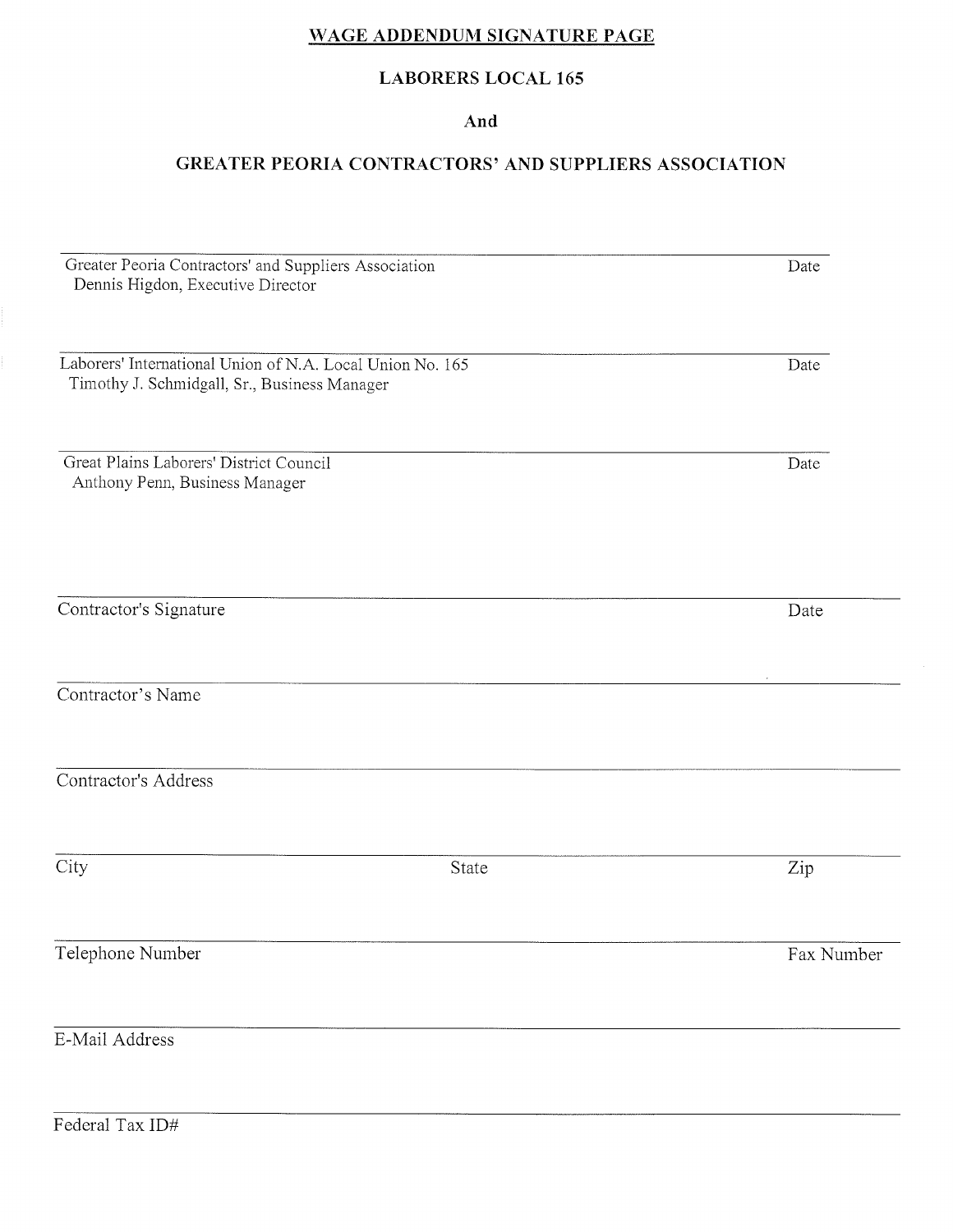**WAGE ADDENDUM SIGNATURE PAGE**

**LABORERS LOCAL 165**

**And**

**GREATER PEORIA CONTRACTORS' AND SUPPLIERS ASSOCIATION**

---

Greater Peoria Contractors' and Suppliers Association
Dennis Higdon, Executive Director

Date

---

Laborers' International Union of N.A. Local Union No. 165
Timothy J. Schmidgall, Sr., Business Manager

Date

---

Great Plains Laborers' District Council
Anthony Penn, Business Manager

Date

---

Contractor's Signature

Date

---

Contractor's Name

---

Contractor's Address

---

City

State

Zip

---

Telephone Number

Fax Number

---

E-Mail Address

---

Federal Tax ID#